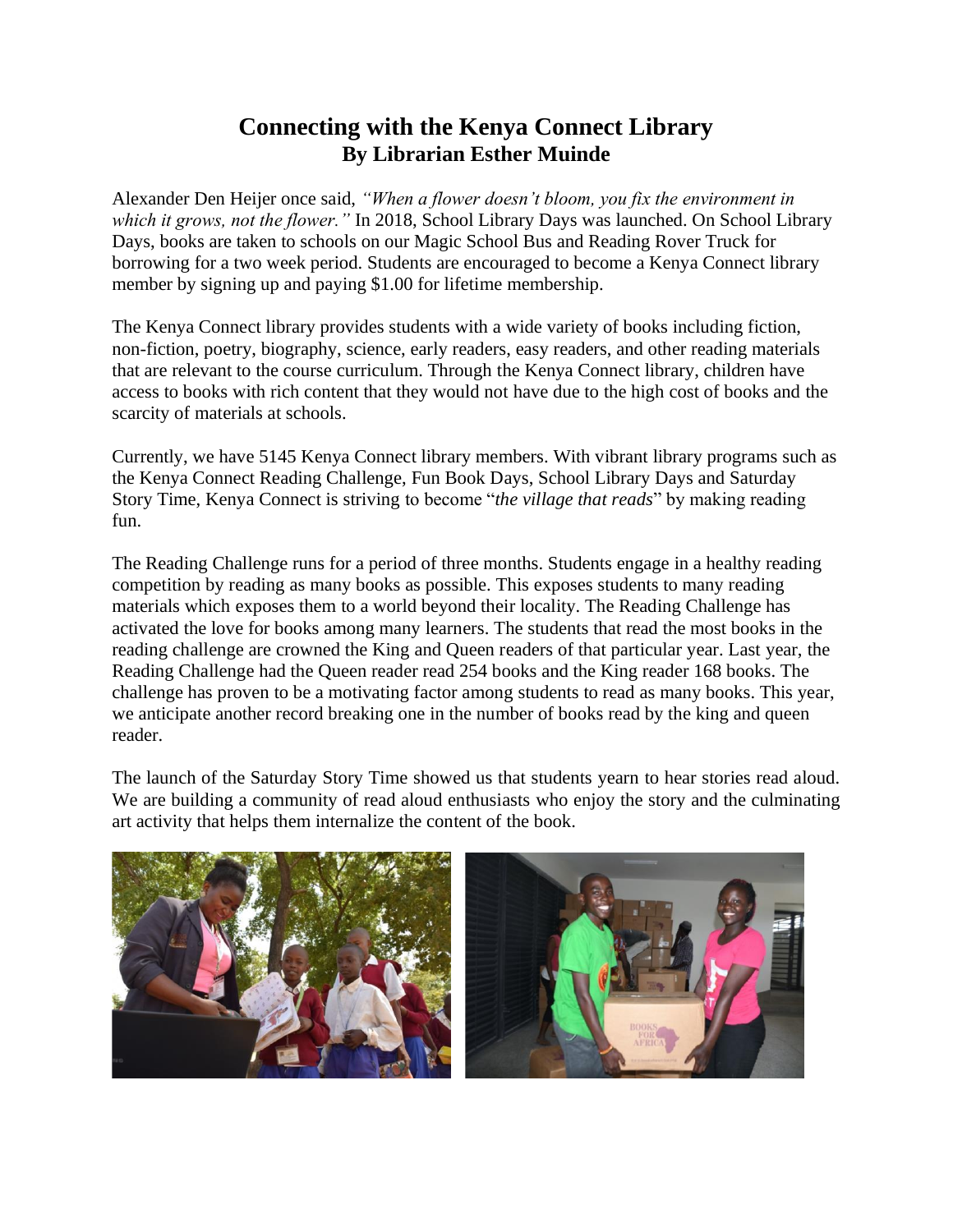# Connecting with the Kenya Connect Library

## By Librarian Esther Muinde

Alexander Den Heijer once said, *"When a flower doesn't bloom, you fix the environment in which it grows, not the flower."* In 2018, School Library Days was launched. On School Library Days, books are taken to schools on our Magic School Bus and Reading Rover Truck for borrowing for a two week period. Students are encouraged to become a Kenya Connect library member by signing up and paying $1.00 for lifetime membership.

The Kenya Connect library provides students with a wide variety of books including fiction, non-fiction, poetry, biography, science, early readers, easy readers, and other reading materials that are relevant to the course curriculum. Through the Kenya Connect library, children have access to books with rich content that they would not have due to the high cost of books and the scarcity of materials at schools.

Currently, we have 5145 Kenya Connect library members. With vibrant library programs such as the Kenya Connect Reading Challenge, Fun Book Days, School Library Days and Saturday Story Time, Kenya Connect is striving to become "*the village that reads*" by making reading fun.

The Reading Challenge runs for a period of three months. Students engage in a healthy reading competition by reading as many books as possible. This exposes students to many reading materials which exposes them to a world beyond their locality. The Reading Challenge has activated the love for books among many learners. The students that read the most books in the reading challenge are crowned the King and Queen readers of that particular year. Last year, the Reading Challenge had the Queen reader read 254 books and the King reader 168 books. The challenge has proven to be a motivating factor among students to read as many books. This year, we anticipate another record breaking one in the number of books read by the king and queen reader.

The launch of the Saturday Story Time showed us that students yearn to hear stories read aloud. We are building a community of read aloud enthusiasts who enjoy the story and the culminating art activity that helps them internalize the content of the book.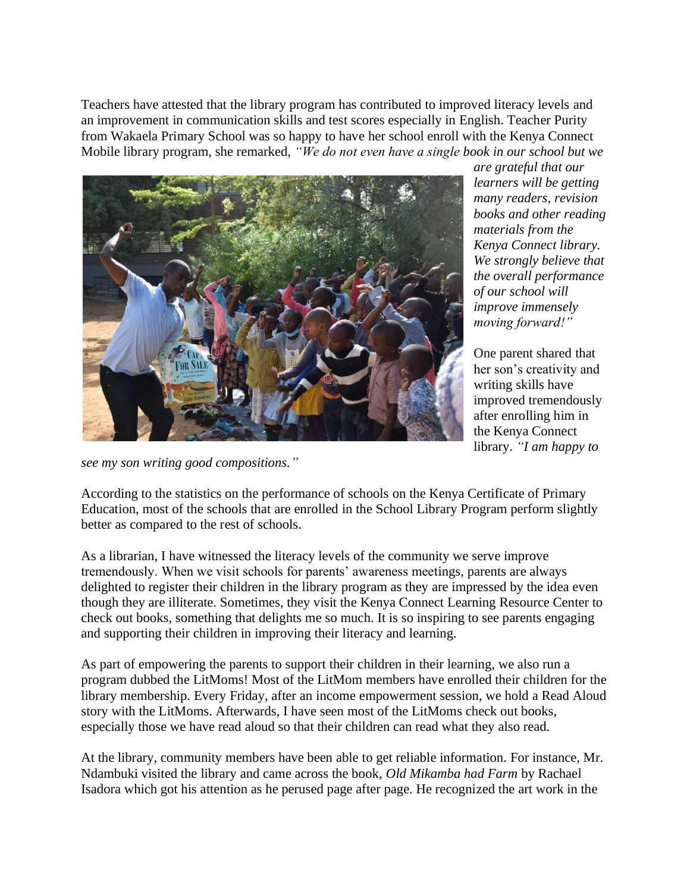Teachers have attested that the library program has contributed to improved literacy levels and an improvement in communication skills and test scores especially in English. Teacher Purity from Wakaela Primary School was so happy to have her school enroll with the Kenya Connect Mobile library program, she remarked, *"We do not even have a single book in our school but we are grateful that our learners will be getting many readers, revision books and other reading materials from the Kenya Connect library. We strongly believe that the overall performance of our school will improve immensely moving forward!"*

One parent shared that her son's creativity and writing skills have improved tremendously after enrolling him in the Kenya Connect library. *"I am happy to see my son writing good compositions."*

According to the statistics on the performance of schools on the Kenya Certificate of Primary Education, most of the schools that are enrolled in the School Library Program perform slightly better as compared to the rest of schools.

As a librarian, I have witnessed the literacy levels of the community we serve improve tremendously. When we visit schools for parents' awareness meetings, parents are always delighted to register their children in the library program as they are impressed by the idea even though they are illiterate. Sometimes, they visit the Kenya Connect Learning Resource Center to check out books, something that delights me so much. It is so inspiring to see parents engaging and supporting their children in improving their literacy and learning.

As part of empowering the parents to support their children in their learning, we also run a program dubbed the LitMoms! Most of the LitMom members have enrolled their children for the library membership. Every Friday, after an income empowerment session, we hold a Read Aloud story with the LitMoms. Afterwards, I have seen most of the LitMoms check out books, especially those we have read aloud so that their children can read what they also read.

At the library, community members have been able to get reliable information. For instance, Mr. Ndambuki visited the library and came across the book, *Old Mikamba had Farm* by Rachael Isadora which got his attention as he perused page after page. He recognized the art work in the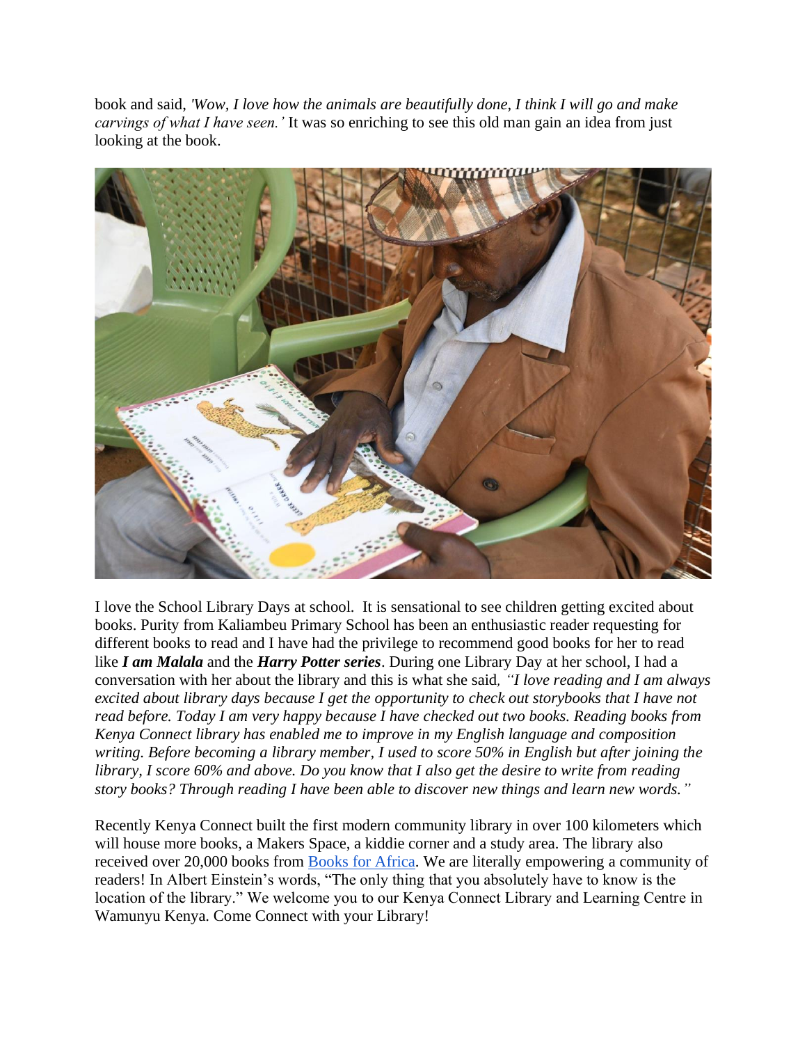book and said, *'Wow, I love how the animals are beautifully done, I think I will go and make carvings of what I have seen.'* It was so enriching to see this old man gain an idea from just looking at the book.

I love the School Library Days at school. It is sensational to see children getting excited about books. Purity from Kaliambeu Primary School has been an enthusiastic reader requesting for different books to read and I have had the privilege to recommend good books for her to read like ***I am Malala*** and the ***Harry Potter series***. During one Library Day at her school, I had a conversation with her about the library and this is what she said, *"I love reading and I am always excited about library days because I get the opportunity to check out storybooks that I have not read before. Today I am very happy because I have checked out two books. Reading books from Kenya Connect library has enabled me to improve in my English language and composition writing. Before becoming a library member, I used to score 50% in English but after joining the library, I score 60% and above. Do you know that I also get the desire to write from reading story books? Through reading I have been able to discover new things and learn new words."*

Recently Kenya Connect built the first modern community library in over 100 kilometers which will house more books, a Makers Space, a kiddie corner and a study area. The library also received over 20,000 books from Books for Africa. We are literally empowering a community of readers! In Albert Einstein's words, "The only thing that you absolutely have to know is the location of the library." We welcome you to our Kenya Connect Library and Learning Centre in Wamunyu Kenya. Come Connect with your Library!